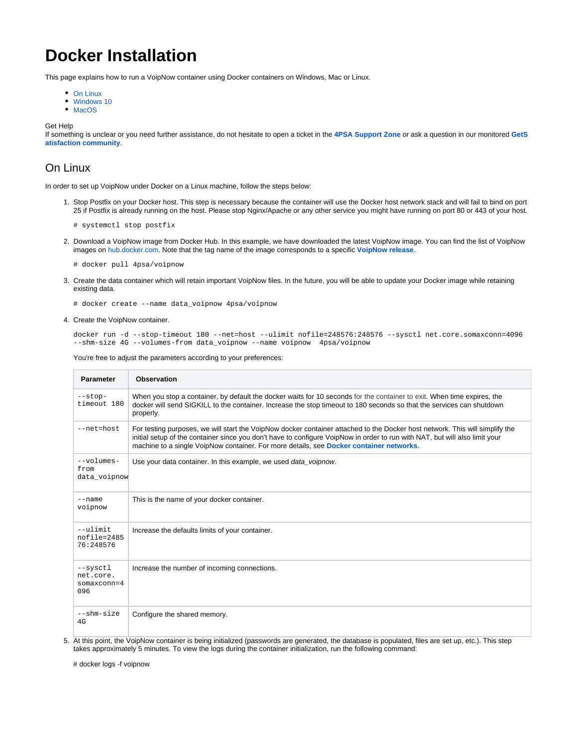# Docker Installation

This page explains how to run a VoipNow container using Docker containers on Windows, Mac or Linux.

- On Linux
- Windows 10
- MacOS

Get Help
If something is unclear or you need further assistance, do not hesitate to open a ticket in the **4PSA Support Zone** or ask a question in our monitored **GetSatisfaction community**.

## On Linux

In order to set up VoipNow under Docker on a Linux machine, follow the steps below:

1. Stop Postfix on your Docker host. This step is necessary because the container will use the Docker host network stack and will fail to bind on port 25 if Postfix is already running on the host. Please stop Nginx/Apache or any other service you might have running on port 80 or 443 of your host.

   ```
   # systemctl stop postfix
   ```

2. Download a VoipNow image from Docker Hub. In this example, we have downloaded the latest VoipNow image. You can find the list of VoipNow images on hub.docker.com. Note that the tag name of the image corresponds to a specific **VoipNow release**.

   ```
   # docker pull 4psa/voipnow
   ```

3. Create the data container which will retain important VoipNow files. In the future, you will be able to update your Docker image while retaining existing data.

   ```
   # docker create --name data_voipnow 4psa/voipnow
   ```

4. Create the VoipNow container.

   ```
   docker run -d --stop-timeout 180 --net=host --ulimit nofile=248576:248576 --sysctl net.core.somaxconn=4096
   --shm-size 4G --volumes-from data_voipnow --name voipnow  4psa/voipnow
   ```

   You're free to adjust the parameters according to your preferences:

   | Parameter | Observation |
   | --- | --- |
   | `--stop-timeout 180` | When you stop a container, by default the docker waits for 10 seconds for the container to exit. When time expires, the docker will send SIGKILL to the container. Increase the stop timeout to 180 seconds so that the services can shutdown properly. |
   | `--net=host` | For testing purposes, we will start the VoipNow docker container attached to the Docker host network. This will simplify the initial setup of the container since you don't have to configure VoipNow in order to run with NAT, but will also limit your machine to a single VoipNow container. For more details, see **Docker container networks**. |
   | `--volumes-from data_voipnow` | Use your data container. In this example, we used *data_voipnow*. |
   | `--name voipnow` | This is the name of your docker container. |
   | `--ulimit nofile=248576:248576` | Increase the defaults limits of your container. |
   | `--sysctl net.core.somaxconn=4096` | Increase the number of incoming connections. |
   | `--shm-size 4G` | Configure the shared memory. |

5. At this point, the VoipNow container is being initialized (passwords are generated, the database is populated, files are set up, etc.). This step takes approximately 5 minutes. To view the logs during the container initialization, run the following command:

   # docker logs -f voipnow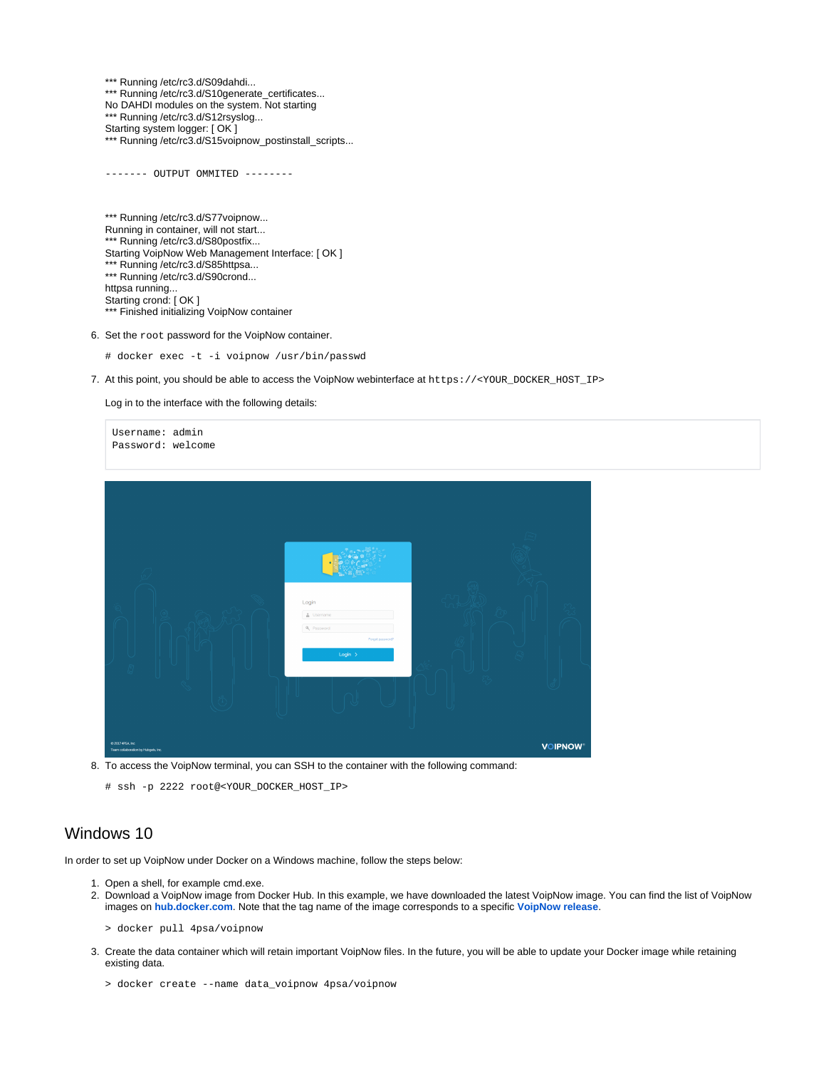```
*** Running /etc/rc3.d/S09dahdi...
*** Running /etc/rc3.d/S10generate_certificates...
No DAHDI modules on the system. Not starting
*** Running /etc/rc3.d/S12rsyslog...
Starting system logger: [ OK ]
*** Running /etc/rc3.d/S15voipnow_postinstall_scripts...

------- OUTPUT OMMITED --------

*** Running /etc/rc3.d/S77voipnow...
Running in container, will not start...
*** Running /etc/rc3.d/S80postfix...
Starting VoipNow Web Management Interface: [ OK ]
*** Running /etc/rc3.d/S85httpsa...
*** Running /etc/rc3.d/S90crond...
httpsa running...
Starting crond: [ OK ]
*** Finished initializing VoipNow container
```

6. Set the `root` password for the VoipNow container.

   ```
   # docker exec -t -i voipnow /usr/bin/passwd
   ```

7. At this point, you should be able to access the VoipNow webinterface at `https://<YOUR_DOCKER_HOST_IP>`

   Log in to the interface with the following details:

   ```
   Username: admin
   Password: welcome
   ```

8. To access the VoipNow terminal, you can SSH to the container with the following command:

   ```
   # ssh -p 2222 root@<YOUR_DOCKER_HOST_IP>
   ```

## Windows 10

In order to set up VoipNow under Docker on a Windows machine, follow the steps below:

1. Open a shell, for example cmd.exe.
2. Download a VoipNow image from Docker Hub. In this example, we have downloaded the latest VoipNow image. You can find the list of VoipNow images on **hub.docker.com**. Note that the tag name of the image corresponds to a specific **VoipNow release**.

   ```
   > docker pull 4psa/voipnow
   ```

3. Create the data container which will retain important VoipNow files. In the future, you will be able to update your Docker image while retaining existing data.

   ```
   > docker create --name data_voipnow 4psa/voipnow
   ```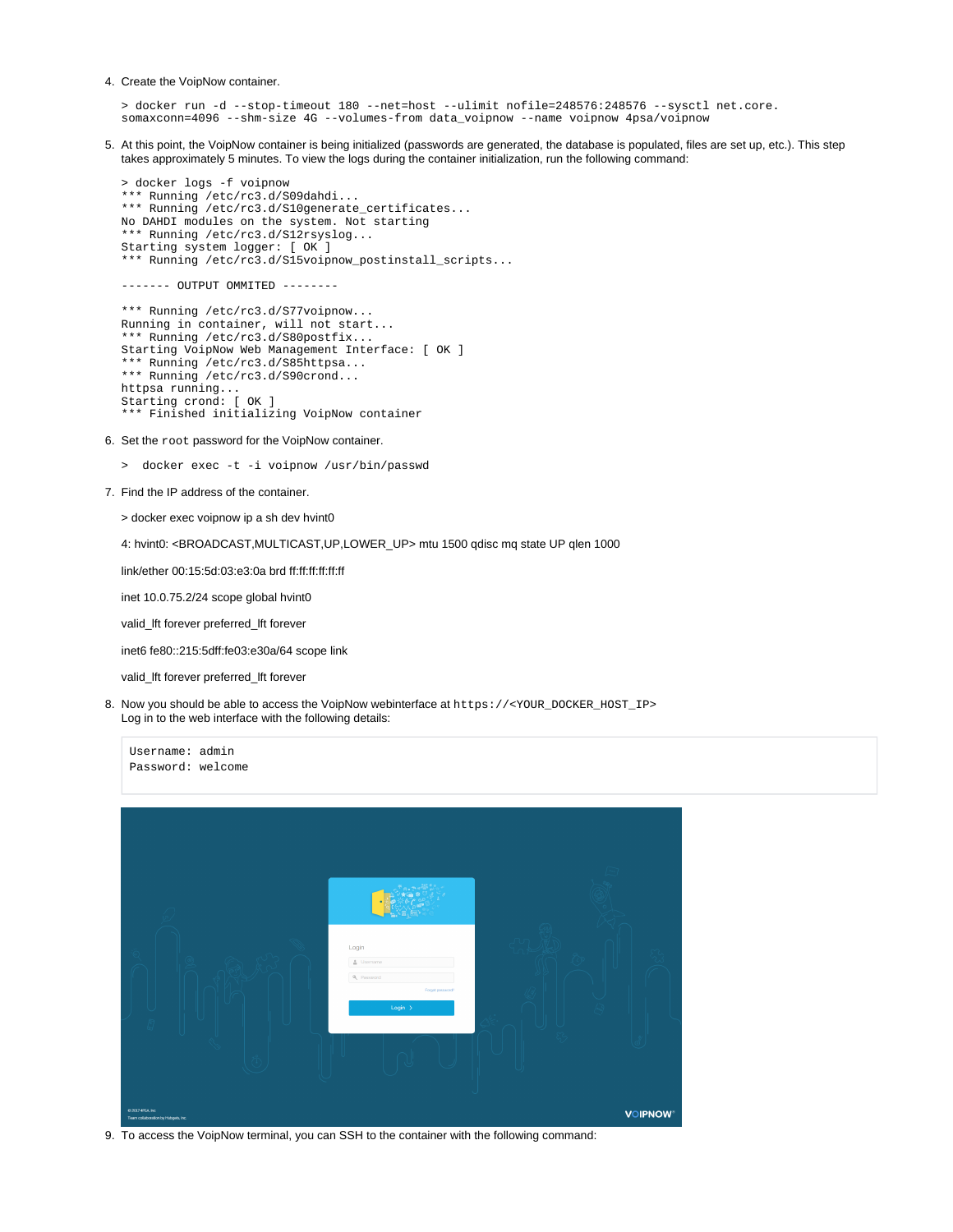4. Create the VoipNow container.

```
> docker run -d --stop-timeout 180 --net=host --ulimit nofile=248576:248576 --sysctl net.core.
somaxconn=4096 --shm-size 4G --volumes-from data_voipnow --name voipnow 4psa/voipnow
```

5. At this point, the VoipNow container is being initialized (passwords are generated, the database is populated, files are set up, etc.). This step takes approximately 5 minutes. To view the logs during the container initialization, run the following command:

```
> docker logs -f voipnow
*** Running /etc/rc3.d/S09dahdi...
*** Running /etc/rc3.d/S10generate_certificates...
No DAHDI modules on the system. Not starting
*** Running /etc/rc3.d/S12rsyslog...
Starting system logger: [ OK ]
*** Running /etc/rc3.d/S15voipnow_postinstall_scripts...

------- OUTPUT OMMITED --------

*** Running /etc/rc3.d/S77voipnow...
Running in container, will not start...
*** Running /etc/rc3.d/S80postfix...
Starting VoipNow Web Management Interface: [ OK ]
*** Running /etc/rc3.d/S85httpsa...
*** Running /etc/rc3.d/S90crond...
httpsa running...
Starting crond: [ OK ]
*** Finished initializing VoipNow container
```

6. Set the `root` password for the VoipNow container.

```
>  docker exec -t -i voipnow /usr/bin/passwd
```

7. Find the IP address of the container.

   > docker exec voipnow ip a sh dev hvint0

   4: hvint0: <BROADCAST,MULTICAST,UP,LOWER_UP> mtu 1500 qdisc mq state UP qlen 1000

   link/ether 00:15:5d:03:e3:0a brd ff:ff:ff:ff:ff:ff

   inet 10.0.75.2/24 scope global hvint0

   valid_lft forever preferred_lft forever

   inet6 fe80::215:5dff:fe03:e30a/64 scope link

   valid_lft forever preferred_lft forever

8. Now you should be able to access the VoipNow webinterface at `https://<YOUR_DOCKER_HOST_IP>`
   Log in to the web interface with the following details:

```
Username: admin
Password: welcome
```

9. To access the VoipNow terminal, you can SSH to the container with the following command: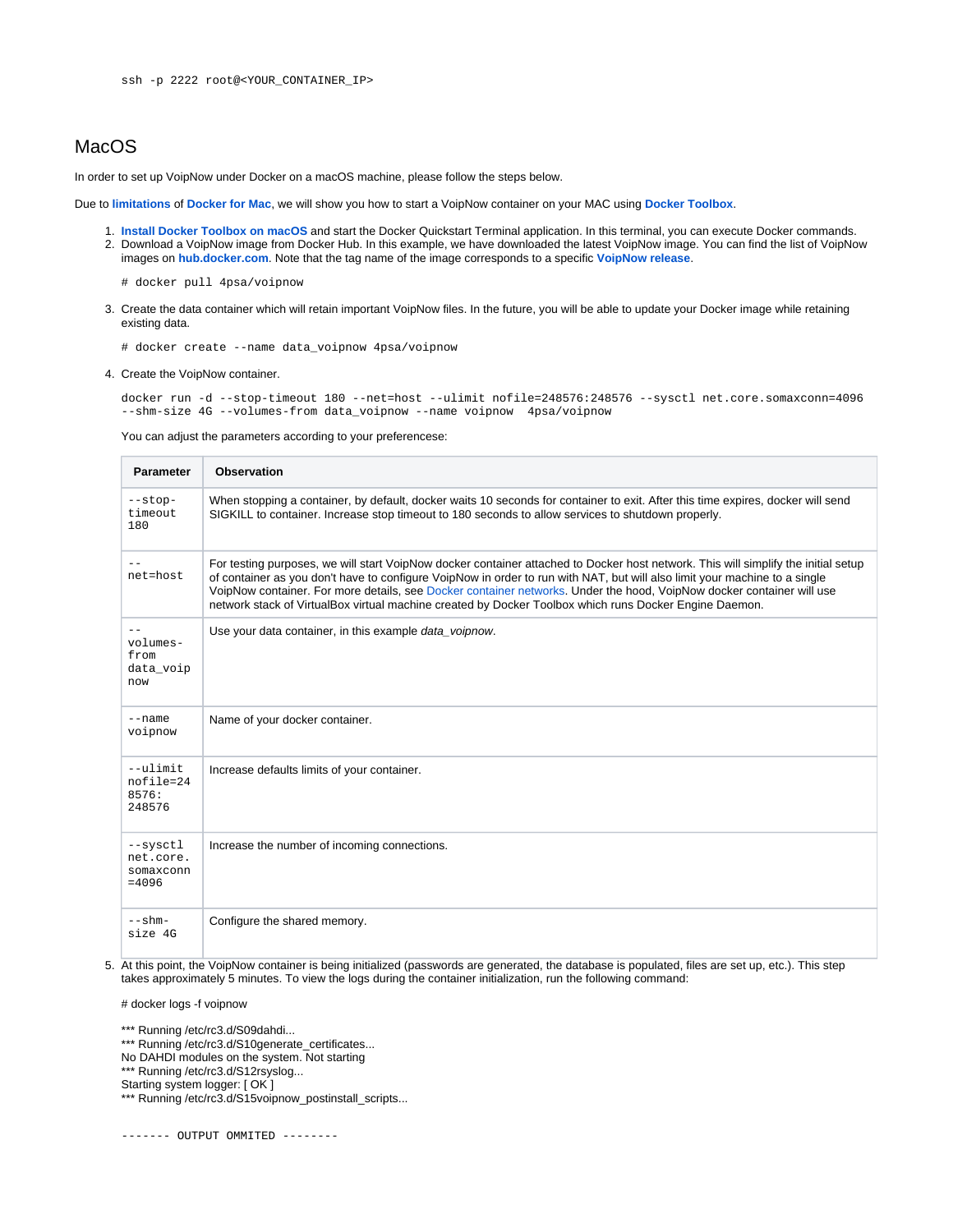```
ssh -p 2222 root@<YOUR_CONTAINER_IP>
```

## MacOS

In order to set up VoipNow under Docker on a macOS machine, please follow the steps below.

Due to **limitations** of **Docker for Mac**, we will show you how to start a VoipNow container on your MAC using **Docker Toolbox**.

1. **Install Docker Toolbox on macOS** and start the Docker Quickstart Terminal application. In this terminal, you can execute Docker commands.
2. Download a VoipNow image from Docker Hub. In this example, we have downloaded the latest VoipNow image. You can find the list of VoipNow images on **hub.docker.com**. Note that the tag name of the image corresponds to a specific **VoipNow release**.

   ```
   # docker pull 4psa/voipnow
   ```

3. Create the data container which will retain important VoipNow files. In the future, you will be able to update your Docker image while retaining existing data.

   ```
   # docker create --name data_voipnow 4psa/voipnow
   ```

4. Create the VoipNow container.

   ```
   docker run -d --stop-timeout 180 --net=host --ulimit nofile=248576:248576 --sysctl net.core.somaxconn=4096
   --shm-size 4G --volumes-from data_voipnow --name voipnow  4psa/voipnow
   ```

   You can adjust the parameters according to your preferencese:

   | Parameter | Observation |
   | --- | --- |
   | `--stop-timeout 180` | When stopping a container, by default, docker waits 10 seconds for container to exit. After this time expires, docker will send SIGKILL to container. Increase stop timeout to 180 seconds to allow services to shutdown properly. |
   | `--net=host` | For testing purposes, we will start VoipNow docker container attached to Docker host network. This will simplify the initial setup of container as you don't have to configure VoipNow in order to run with NAT, but will also limit your machine to a single VoipNow container. For more details, see Docker container networks. Under the hood, VoipNow docker container will use network stack of VirtualBox virtual machine created by Docker Toolbox which runs Docker Engine Daemon. |
   | `--volumes-from data_voipnow` | Use your data container, in this example *data_voipnow*. |
   | `--name voipnow` | Name of your docker container. |
   | `--ulimit nofile=248576:248576` | Increase defaults limits of your container. |
   | `--sysctl net.core.somaxconn=4096` | Increase the number of incoming connections. |
   | `--shm-size 4G` | Configure the shared memory. |

5. At this point, the VoipNow container is being initialized (passwords are generated, the database is populated, files are set up, etc.). This step takes approximately 5 minutes. To view the logs during the container initialization, run the following command:

   # docker logs -f voipnow

   *** Running /etc/rc3.d/S09dahdi...
   *** Running /etc/rc3.d/S10generate_certificates...
   No DAHDI modules on the system. Not starting
   *** Running /etc/rc3.d/S12rsyslog...
   Starting system logger: [ OK ]
   *** Running /etc/rc3.d/S15voipnow_postinstall_scripts...

   ```
   ------- OUTPUT OMMITED --------
   ```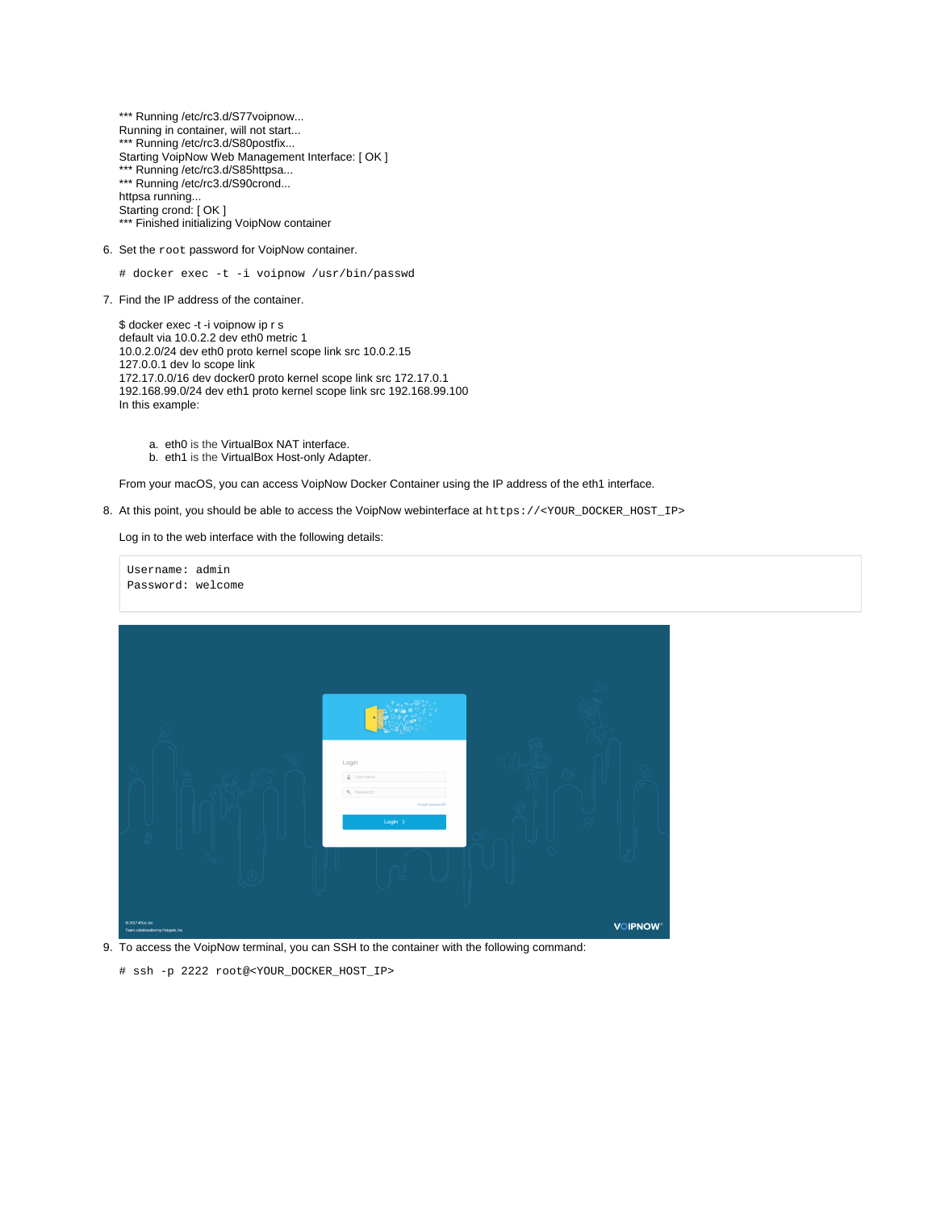```
*** Running /etc/rc3.d/S77voipnow...
Running in container, will not start...
*** Running /etc/rc3.d/S80postfix...
Starting VoipNow Web Management Interface: [ OK ]
*** Running /etc/rc3.d/S85httpsa...
*** Running /etc/rc3.d/S90crond...
httpsa running...
Starting crond: [ OK ]
*** Finished initializing VoipNow container
```

6. Set the `root` password for VoipNow container.

   ```
   # docker exec -t -i voipnow /usr/bin/passwd
   ```

7. Find the IP address of the container.

   ```
   $ docker exec -t -i voipnow ip r s
   default via 10.0.2.2 dev eth0 metric 1
   10.0.2.0/24 dev eth0 proto kernel scope link src 10.0.2.15
   127.0.0.1 dev lo scope link
   172.17.0.0/16 dev docker0 proto kernel scope link src 172.17.0.1
   192.168.99.0/24 dev eth1 proto kernel scope link src 192.168.99.100
   ```

   In this example:

   a. eth0 is the VirtualBox NAT interface.
   b. eth1 is the VirtualBox Host-only Adapter.

   From your macOS, you can access VoipNow Docker Container using the IP address of the eth1 interface.

8. At this point, you should be able to access the VoipNow webinterface at `https://<YOUR_DOCKER_HOST_IP>`

   Log in to the web interface with the following details:

   ```
   Username: admin
   Password: welcome
   ```

9. To access the VoipNow terminal, you can SSH to the container with the following command:

   ```
   # ssh -p 2222 root@<YOUR_DOCKER_HOST_IP>
   ```